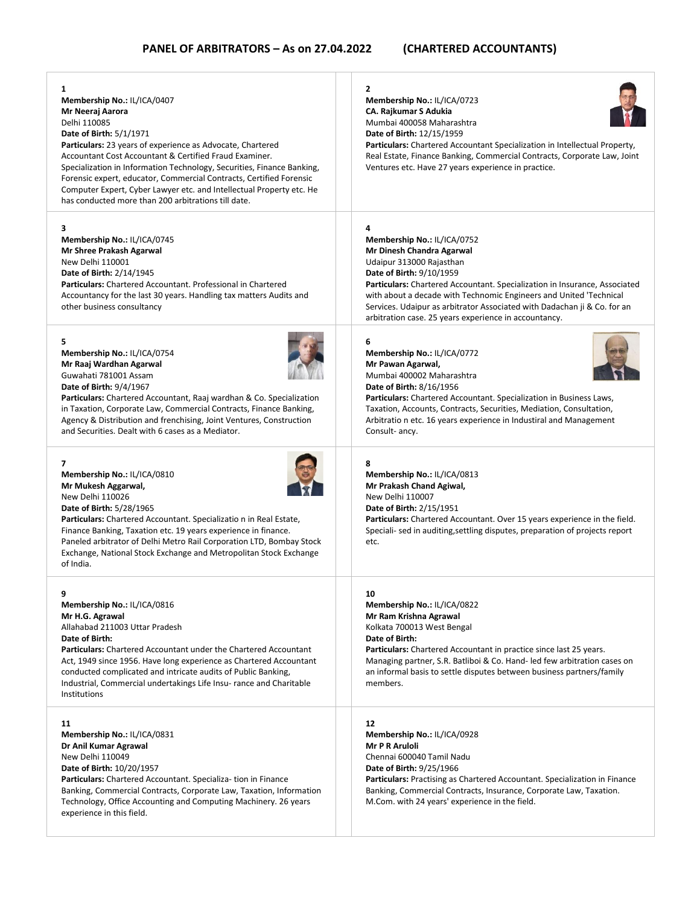## PANEL OF ARBITRATORS – As on 27.04.2022 (CHARTERED ACCOUNTANTS)

**1**
**Membership No.:** IL/ICA/0407
**Mr Neeraj Aarora**
Delhi 110085
**Date of Birth:** 5/1/1971
**Particulars:** 23 years of experience as Advocate, Chartered Accountant Cost Accountant & Certified Fraud Examiner. Specialization in Information Technology, Securities, Finance Banking, Forensic expert, educator, Commercial Contracts, Certified Forensic Computer Expert, Cyber Lawyer etc. and Intellectual Property etc. He has conducted more than 200 arbitrations till date.

**2**
**Membership No.:** IL/ICA/0723
**CA. Rajkumar S Adukia**
Mumbai 400058 Maharashtra
**Date of Birth:** 12/15/1959
**Particulars:** Chartered Accountant Specialization in Intellectual Property, Real Estate, Finance Banking, Commercial Contracts, Corporate Law, Joint Ventures etc. Have 27 years experience in practice.

**3**
**Membership No.:** IL/ICA/0745
**Mr Shree Prakash Agarwal**
New Delhi 110001
**Date of Birth:** 2/14/1945
**Particulars:** Chartered Accountant. Professional in Chartered Accountancy for the last 30 years. Handling tax matters Audits and other business consultancy

**4**
**Membership No.:** IL/ICA/0752
**Mr Dinesh Chandra Agarwal**
Udaipur 313000 Rajasthan
**Date of Birth:** 9/10/1959
**Particulars:** Chartered Accountant. Specialization in Insurance, Associated with about a decade with Technomic Engineers and United 'Technical Services. Udaipur as arbitrator Associated with Dadachan ji & Co. for an arbitration case. 25 years experience in accountancy.

**5**
**Membership No.:** IL/ICA/0754
**Mr Raaj Wardhan Agarwal**
Guwahati 781001 Assam
**Date of Birth:** 9/4/1967
**Particulars:** Chartered Accountant, Raaj wardhan & Co. Specialization in Taxation, Corporate Law, Commercial Contracts, Finance Banking, Agency & Distribution and frenchising, Joint Ventures, Construction and Securities. Dealt with 6 cases as a Mediator.

**6**
**Membership No.:** IL/ICA/0772
**Mr Pawan Agarwal,**
Mumbai 400002 Maharashtra
**Date of Birth:** 8/16/1956
**Particulars:** Chartered Accountant. Specialization in Business Laws, Taxation, Accounts, Contracts, Securities, Mediation, Consultation, Arbitratio n etc. 16 years experience in Industiral and Management Consult- ancy.

**7**
**Membership No.:** IL/ICA/0810
**Mr Mukesh Aggarwal,**
New Delhi 110026
**Date of Birth:** 5/28/1965
**Particulars:** Chartered Accountant. Specializatio n in Real Estate, Finance Banking, Taxation etc. 19 years experience in finance. Paneled arbitrator of Delhi Metro Rail Corporation LTD, Bombay Stock Exchange, National Stock Exchange and Metropolitan Stock Exchange of India.

**8**
**Membership No.:** IL/ICA/0813
**Mr Prakash Chand Agiwal,**
New Delhi 110007
**Date of Birth:** 2/15/1951
**Particulars:** Chartered Accountant. Over 15 years experience in the field. Speciali- sed in auditing,settling disputes, preparation of projects report etc.

**9**
**Membership No.:** IL/ICA/0816
**Mr H.G. Agrawal**
Allahabad 211003 Uttar Pradesh
**Date of Birth:**
**Particulars:** Chartered Accountant under the Chartered Accountant Act, 1949 since 1956. Have long experience as Chartered Accountant conducted complicated and intricate audits of Public Banking, Industrial, Commercial undertakings Life Insu- rance and Charitable Institutions

**10**
**Membership No.:** IL/ICA/0822
**Mr Ram Krishna Agrawal**
Kolkata 700013 West Bengal
**Date of Birth:**
**Particulars:** Chartered Accountant in practice since last 25 years. Managing partner, S.R. Batliboi & Co. Hand- led few arbitration cases on an informal basis to settle disputes between business partners/family members.

**11**
**Membership No.:** IL/ICA/0831
**Dr Anil Kumar Agrawal**
New Delhi 110049
**Date of Birth:** 10/20/1957
**Particulars:** Chartered Accountant. Specializa- tion in Finance Banking, Commercial Contracts, Corporate Law, Taxation, Information Technology, Office Accounting and Computing Machinery. 26 years experience in this field.

**12**
**Membership No.:** IL/ICA/0928
**Mr P R Aruloli**
Chennai 600040 Tamil Nadu
**Date of Birth:** 9/25/1966
**Particulars:** Practising as Chartered Accountant. Specialization in Finance Banking, Commercial Contracts, Insurance, Corporate Law, Taxation. M.Com. with 24 years' experience in the field.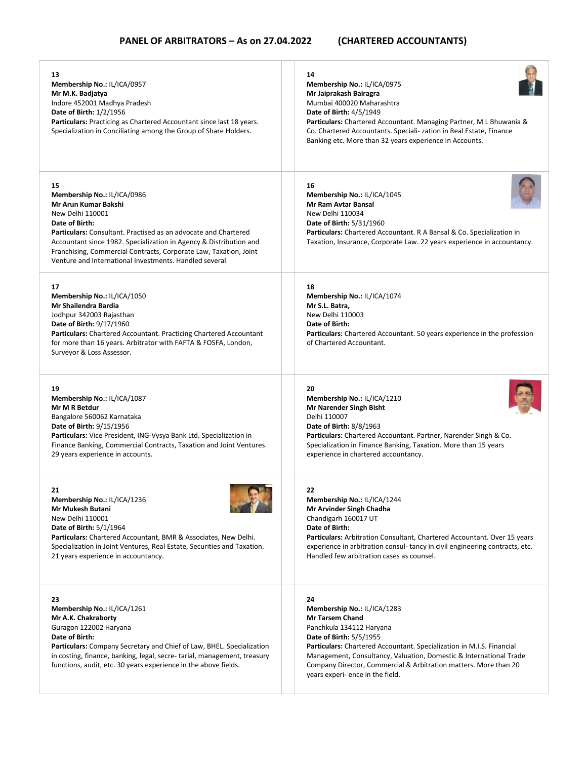## PANEL OF ARBITRATORS – As on 27.04.2022 (CHARTERED ACCOUNTANTS)

**13**
**Membership No.:** IL/ICA/0957
**Mr M.K. Badjatya**
Indore 452001 Madhya Pradesh
**Date of Birth:** 1/2/1956
**Particulars:** Practicing as Chartered Accountant since last 18 years. Specialization in Conciliating among the Group of Share Holders.

**14**
**Membership No.:** IL/ICA/0975
**Mr Jaiprakash Bairagra**
Mumbai 400020 Maharashtra
**Date of Birth:** 4/5/1949
**Particulars:** Chartered Accountant. Managing Partner, M L Bhuwania & Co. Chartered Accountants. Speciali- zation in Real Estate, Finance Banking etc. More than 32 years experience in Accounts.

**15**
**Membership No.:** IL/ICA/0986
**Mr Arun Kumar Bakshi**
New Delhi 110001
**Date of Birth:**
**Particulars:** Consultant. Practised as an advocate and Chartered Accountant since 1982. Specialization in Agency & Distribution and Franchising, Commercial Contracts, Corporate Law, Taxation, Joint Venture and International Investments. Handled several

**16**
**Membership No.:** IL/ICA/1045
**Mr Ram Avtar Bansal**
New Delhi 110034
**Date of Birth:** 5/31/1960
**Particulars:** Chartered Accountant. R A Bansal & Co. Specialization in Taxation, Insurance, Corporate Law. 22 years experience in accountancy.

**17**
**Membership No.:** IL/ICA/1050
**Mr Shailendra Bardia**
Jodhpur 342003 Rajasthan
**Date of Birth:** 9/17/1960
**Particulars:** Chartered Accountant. Practicing Chartered Accountant for more than 16 years. Arbitrator with FAFTA & FOSFA, London, Surveyor & Loss Assessor.

**18**
**Membership No.:** IL/ICA/1074
**Mr S.L. Batra,**
New Delhi 110003
**Date of Birth:**
**Particulars:** Chartered Accountant. 50 years experience in the profession of Chartered Accountant.

**19**
**Membership No.:** IL/ICA/1087
**Mr M R Betdur**
Bangalore 560062 Karnataka
**Date of Birth:** 9/15/1956
**Particulars:** Vice President, ING-Vysya Bank Ltd. Specialization in Finance Banking, Commercial Contracts, Taxation and Joint Ventures. 29 years experience in accounts.

**20**
**Membership No.:** IL/ICA/1210
**Mr Narender Singh Bisht**
Delhi 110007
**Date of Birth:** 8/8/1963
**Particulars:** Chartered Accountant. Partner, Narender Singh & Co. Specialization in Finance Banking, Taxation. More than 15 years experience in chartered accountancy.

**21**
**Membership No.:** IL/ICA/1236
**Mr Mukesh Butani**
New Delhi 110001
**Date of Birth:** 5/1/1964
**Particulars:** Chartered Accountant, BMR & Associates, New Delhi. Specialization in Joint Ventures, Real Estate, Securities and Taxation. 21 years experience in accountancy.

**22**
**Membership No.:** IL/ICA/1244
**Mr Arvinder Singh Chadha**
Chandigarh 160017 UT
**Date of Birth:**
**Particulars:** Arbitration Consultant, Chartered Accountant. Over 15 years experience in arbitration consul- tancy in civil engineering contracts, etc. Handled few arbitration cases as counsel.

**23**
**Membership No.:** IL/ICA/1261
**Mr A.K. Chakraborty**
Guragon 122002 Haryana
**Date of Birth:**
**Particulars:** Company Secretary and Chief of Law, BHEL. Specialization in costing, finance, banking, legal, secre- tarial, management, treasury functions, audit, etc. 30 years experience in the above fields.

**24**
**Membership No.:** IL/ICA/1283
**Mr Tarsem Chand**
Panchkula 134112 Haryana
**Date of Birth:** 5/5/1955
**Particulars:** Chartered Accountant. Specialization in M.I.S. Financial Management, Consultancy, Valuation, Domestic & International Trade Company Director, Commercial & Arbitration matters. More than 20 years experi- ence in the field.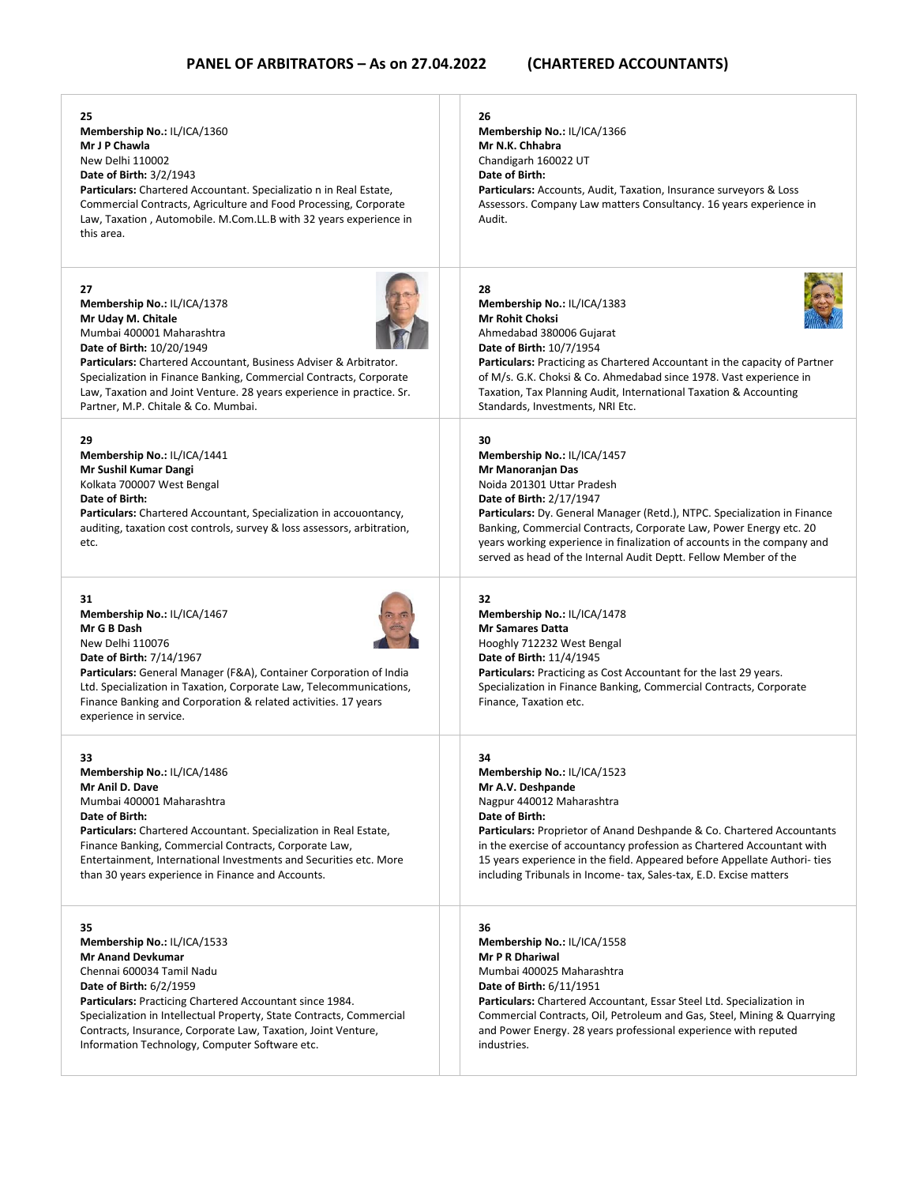## PANEL OF ARBITRATORS – As on 27.04.2022 (CHARTERED ACCOUNTANTS)

**25**
**Membership No.:** IL/ICA/1360
**Mr J P Chawla**
New Delhi 110002
**Date of Birth:** 3/2/1943
**Particulars:** Chartered Accountant. Specializatio n in Real Estate, Commercial Contracts, Agriculture and Food Processing, Corporate Law, Taxation , Automobile. M.Com.LL.B with 32 years experience in this area.

**26**
**Membership No.:** IL/ICA/1366
**Mr N.K. Chhabra**
Chandigarh 160022 UT
**Date of Birth:**
**Particulars:** Accounts, Audit, Taxation, Insurance surveyors & Loss Assessors. Company Law matters Consultancy. 16 years experience in Audit.

**27**
**Membership No.:** IL/ICA/1378
**Mr Uday M. Chitale**
Mumbai 400001 Maharashtra
**Date of Birth:** 10/20/1949
**Particulars:** Chartered Accountant, Business Adviser & Arbitrator. Specialization in Finance Banking, Commercial Contracts, Corporate Law, Taxation and Joint Venture. 28 years experience in practice. Sr. Partner, M.P. Chitale & Co. Mumbai.

**28**
**Membership No.:** IL/ICA/1383
**Mr Rohit Choksi**
Ahmedabad 380006 Gujarat
**Date of Birth:** 10/7/1954
**Particulars:** Practicing as Chartered Accountant in the capacity of Partner of M/s. G.K. Choksi & Co. Ahmedabad since 1978. Vast experience in Taxation, Tax Planning Audit, International Taxation & Accounting Standards, Investments, NRI Etc.

**29**
**Membership No.:** IL/ICA/1441
**Mr Sushil Kumar Dangi**
Kolkata 700007 West Bengal
**Date of Birth:**
**Particulars:** Chartered Accountant, Specialization in accouontancy, auditing, taxation cost controls, survey & loss assessors, arbitration, etc.

**30**
**Membership No.:** IL/ICA/1457
**Mr Manoranjan Das**
Noida 201301 Uttar Pradesh
**Date of Birth:** 2/17/1947
**Particulars:** Dy. General Manager (Retd.), NTPC. Specialization in Finance Banking, Commercial Contracts, Corporate Law, Power Energy etc. 20 years working experience in finalization of accounts in the company and served as head of the Internal Audit Deptt. Fellow Member of the

**31**
**Membership No.:** IL/ICA/1467
**Mr G B Dash**
New Delhi 110076
**Date of Birth:** 7/14/1967
**Particulars:** General Manager (F&A), Container Corporation of India Ltd. Specialization in Taxation, Corporate Law, Telecommunications, Finance Banking and Corporation & related activities. 17 years experience in service.

**32**
**Membership No.:** IL/ICA/1478
**Mr Samares Datta**
Hooghly 712232 West Bengal
**Date of Birth:** 11/4/1945
**Particulars:** Practicing as Cost Accountant for the last 29 years. Specialization in Finance Banking, Commercial Contracts, Corporate Finance, Taxation etc.

**33**
**Membership No.:** IL/ICA/1486
**Mr Anil D. Dave**
Mumbai 400001 Maharashtra
**Date of Birth:**
**Particulars:** Chartered Accountant. Specialization in Real Estate, Finance Banking, Commercial Contracts, Corporate Law, Entertainment, International Investments and Securities etc. More than 30 years experience in Finance and Accounts.

**34**
**Membership No.:** IL/ICA/1523
**Mr A.V. Deshpande**
Nagpur 440012 Maharashtra
**Date of Birth:**
**Particulars:** Proprietor of Anand Deshpande & Co. Chartered Accountants in the exercise of accountancy profession as Chartered Accountant with 15 years experience in the field. Appeared before Appellate Authori- ties including Tribunals in Income- tax, Sales-tax, E.D. Excise matters

**35**
**Membership No.:** IL/ICA/1533
**Mr Anand Devkumar**
Chennai 600034 Tamil Nadu
**Date of Birth:** 6/2/1959
**Particulars:** Practicing Chartered Accountant since 1984. Specialization in Intellectual Property, State Contracts, Commercial Contracts, Insurance, Corporate Law, Taxation, Joint Venture, Information Technology, Computer Software etc.

**36**
**Membership No.:** IL/ICA/1558
**Mr P R Dhariwal**
Mumbai 400025 Maharashtra
**Date of Birth:** 6/11/1951
**Particulars:** Chartered Accountant, Essar Steel Ltd. Specialization in Commercial Contracts, Oil, Petroleum and Gas, Steel, Mining & Quarrying and Power Energy. 28 years professional experience with reputed industries.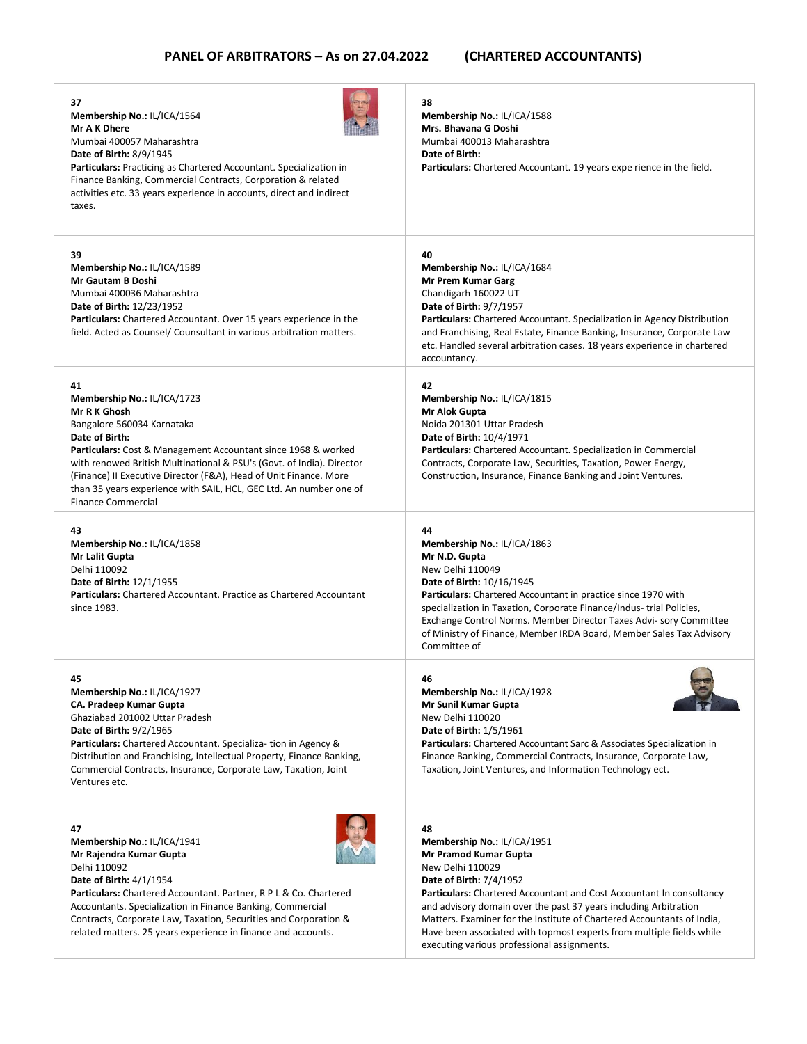## PANEL OF ARBITRATORS – As on 27.04.2022 (CHARTERED ACCOUNTANTS)

**37**
**Membership No.:** IL/ICA/1564
**Mr A K Dhere**
Mumbai 400057 Maharashtra
**Date of Birth:** 8/9/1945
**Particulars:** Practicing as Chartered Accountant. Specialization in Finance Banking, Commercial Contracts, Corporation & related activities etc. 33 years experience in accounts, direct and indirect taxes.

**38**
**Membership No.:** IL/ICA/1588
**Mrs. Bhavana G Doshi**
Mumbai 400013 Maharashtra
**Date of Birth:**
**Particulars:** Chartered Accountant. 19 years expe rience in the field.

**39**
**Membership No.:** IL/ICA/1589
**Mr Gautam B Doshi**
Mumbai 400036 Maharashtra
**Date of Birth:** 12/23/1952
**Particulars:** Chartered Accountant. Over 15 years experience in the field. Acted as Counsel/ Counsultant in various arbitration matters.

**40**
**Membership No.:** IL/ICA/1684
**Mr Prem Kumar Garg**
Chandigarh 160022 UT
**Date of Birth:** 9/7/1957
**Particulars:** Chartered Accountant. Specialization in Agency Distribution and Franchising, Real Estate, Finance Banking, Insurance, Corporate Law etc. Handled several arbitration cases. 18 years experience in chartered accountancy.

**41**
**Membership No.:** IL/ICA/1723
**Mr R K Ghosh**
Bangalore 560034 Karnataka
**Date of Birth:**
**Particulars:** Cost & Management Accountant since 1968 & worked with renowed British Multinational & PSU's (Govt. of India). Director (Finance) II Executive Director (F&A), Head of Unit Finance. More than 35 years experience with SAIL, HCL, GEC Ltd. An number one of Finance Commercial

**42**
**Membership No.:** IL/ICA/1815
**Mr Alok Gupta**
Noida 201301 Uttar Pradesh
**Date of Birth:** 10/4/1971
**Particulars:** Chartered Accountant. Specialization in Commercial Contracts, Corporate Law, Securities, Taxation, Power Energy, Construction, Insurance, Finance Banking and Joint Ventures.

**43**
**Membership No.:** IL/ICA/1858
**Mr Lalit Gupta**
Delhi 110092
**Date of Birth:** 12/1/1955
**Particulars:** Chartered Accountant. Practice as Chartered Accountant since 1983.

**44**
**Membership No.:** IL/ICA/1863
**Mr N.D. Gupta**
New Delhi 110049
**Date of Birth:** 10/16/1945
**Particulars:** Chartered Accountant in practice since 1970 with specialization in Taxation, Corporate Finance/Indus- trial Policies, Exchange Control Norms. Member Director Taxes Advi- sory Committee of Ministry of Finance, Member IRDA Board, Member Sales Tax Advisory Committee of

**45**
**Membership No.:** IL/ICA/1927
**CA. Pradeep Kumar Gupta**
Ghaziabad 201002 Uttar Pradesh
**Date of Birth:** 9/2/1965
**Particulars:** Chartered Accountant. Specializa- tion in Agency & Distribution and Franchising, Intellectual Property, Finance Banking, Commercial Contracts, Insurance, Corporate Law, Taxation, Joint Ventures etc.

**46**
**Membership No.:** IL/ICA/1928
**Mr Sunil Kumar Gupta**
New Delhi 110020
**Date of Birth:** 1/5/1961
**Particulars:** Chartered Accountant Sarc & Associates Specialization in Finance Banking, Commercial Contracts, Insurance, Corporate Law, Taxation, Joint Ventures, and Information Technology ect.

**47**
**Membership No.:** IL/ICA/1941
**Mr Rajendra Kumar Gupta**
Delhi 110092
**Date of Birth:** 4/1/1954
**Particulars:** Chartered Accountant. Partner, R P L & Co. Chartered Accountants. Specialization in Finance Banking, Commercial Contracts, Corporate Law, Taxation, Securities and Corporation & related matters. 25 years experience in finance and accounts.

**48**
**Membership No.:** IL/ICA/1951
**Mr Pramod Kumar Gupta**
New Delhi 110029
**Date of Birth:** 7/4/1952
**Particulars:** Chartered Accountant and Cost Accountant In consultancy and advisory domain over the past 37 years including Arbitration Matters. Examiner for the Institute of Chartered Accountants of India, Have been associated with topmost experts from multiple fields while executing various professional assignments.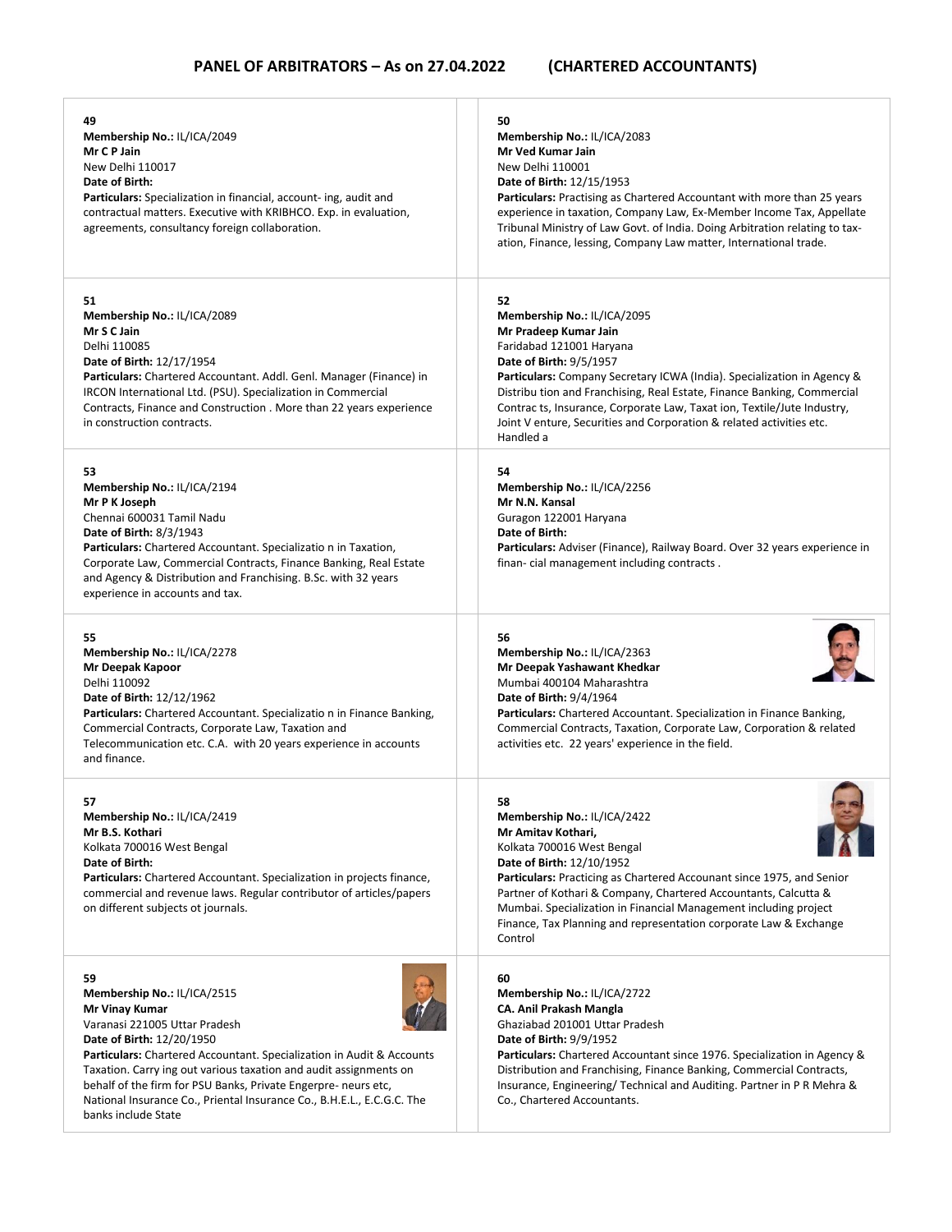## PANEL OF ARBITRATORS – As on 27.04.2022 (CHARTERED ACCOUNTANTS)

**49**
**Membership No.:** IL/ICA/2049
**Mr C P Jain**
New Delhi 110017
**Date of Birth:**
**Particulars:** Specialization in financial, account- ing, audit and contractual matters. Executive with KRIBHCO. Exp. in evaluation, agreements, consultancy foreign collaboration.

**50**
**Membership No.:** IL/ICA/2083
**Mr Ved Kumar Jain**
New Delhi 110001
**Date of Birth:** 12/15/1953
**Particulars:** Practising as Chartered Accountant with more than 25 years experience in taxation, Company Law, Ex-Member Income Tax, Appellate Tribunal Ministry of Law Govt. of India. Doing Arbitration relating to tax- ation, Finance, lessing, Company Law matter, International trade.

**51**
**Membership No.:** IL/ICA/2089
**Mr S C Jain**
Delhi 110085
**Date of Birth:** 12/17/1954
**Particulars:** Chartered Accountant. Addl. Genl. Manager (Finance) in IRCON International Ltd. (PSU). Specialization in Commercial Contracts, Finance and Construction . More than 22 years experience in construction contracts.

**52**
**Membership No.:** IL/ICA/2095
**Mr Pradeep Kumar Jain**
Faridabad 121001 Haryana
**Date of Birth:** 9/5/1957
**Particulars:** Company Secretary ICWA (India). Specialization in Agency & Distribu tion and Franchising, Real Estate, Finance Banking, Commercial Contrac ts, Insurance, Corporate Law, Taxat ion, Textile/Jute Industry, Joint V enture, Securities and Corporation & related activities etc. Handled a

**53**
**Membership No.:** IL/ICA/2194
**Mr P K Joseph**
Chennai 600031 Tamil Nadu
**Date of Birth:** 8/3/1943
**Particulars:** Chartered Accountant. Specializatio n in Taxation, Corporate Law, Commercial Contracts, Finance Banking, Real Estate and Agency & Distribution and Franchising. B.Sc. with 32 years experience in accounts and tax.

**54**
**Membership No.:** IL/ICA/2256
**Mr N.N. Kansal**
Guragon 122001 Haryana
**Date of Birth:**
**Particulars:** Adviser (Finance), Railway Board. Over 32 years experience in finan- cial management including contracts .

**55**
**Membership No.:** IL/ICA/2278
**Mr Deepak Kapoor**
Delhi 110092
**Date of Birth:** 12/12/1962
**Particulars:** Chartered Accountant. Specializatio n in Finance Banking, Commercial Contracts, Corporate Law, Taxation and Telecommunication etc. C.A. with 20 years experience in accounts and finance.

**56**
**Membership No.:** IL/ICA/2363
**Mr Deepak Yashawant Khedkar**
Mumbai 400104 Maharashtra
**Date of Birth:** 9/4/1964
**Particulars:** Chartered Accountant. Specialization in Finance Banking, Commercial Contracts, Taxation, Corporate Law, Corporation & related activities etc. 22 years' experience in the field.

**57**
**Membership No.:** IL/ICA/2419
**Mr B.S. Kothari**
Kolkata 700016 West Bengal
**Date of Birth:**
**Particulars:** Chartered Accountant. Specialization in projects finance, commercial and revenue laws. Regular contributor of articles/papers on different subjects ot journals.

**58**
**Membership No.:** IL/ICA/2422
**Mr Amitav Kothari,**
Kolkata 700016 West Bengal
**Date of Birth:** 12/10/1952
**Particulars:** Practicing as Chartered Accounant since 1975, and Senior Partner of Kothari & Company, Chartered Accountants, Calcutta & Mumbai. Specialization in Financial Management including project Finance, Tax Planning and representation corporate Law & Exchange Control

**59**
**Membership No.:** IL/ICA/2515
**Mr Vinay Kumar**
Varanasi 221005 Uttar Pradesh
**Date of Birth:** 12/20/1950
**Particulars:** Chartered Accountant. Specialization in Audit & Accounts Taxation. Carry ing out various taxation and audit assignments on behalf of the firm for PSU Banks, Private Engerpre- neurs etc, National Insurance Co., Priental Insurance Co., B.H.E.L., E.C.G.C. The banks include State

**60**
**Membership No.:** IL/ICA/2722
**CA. Anil Prakash Mangla**
Ghaziabad 201001 Uttar Pradesh
**Date of Birth:** 9/9/1952
**Particulars:** Chartered Accountant since 1976. Specialization in Agency & Distribution and Franchising, Finance Banking, Commercial Contracts, Insurance, Engineering/ Technical and Auditing. Partner in P R Mehra & Co., Chartered Accountants.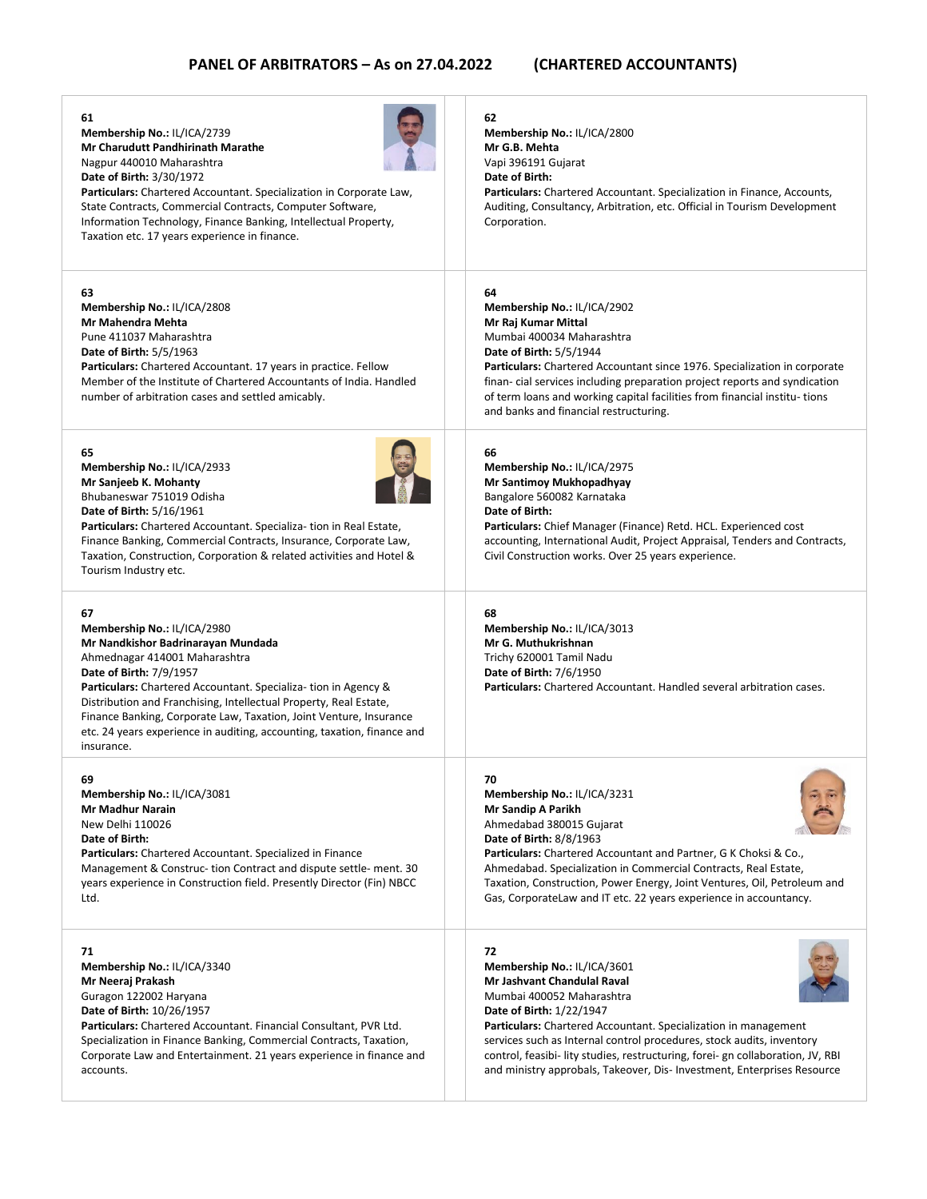## PANEL OF ARBITRATORS – As on 27.04.2022 (CHARTERED ACCOUNTANTS)

**61**
**Membership No.:** IL/ICA/2739
**Mr Charudutt Pandhirinath Marathe**
Nagpur 440010 Maharashtra
**Date of Birth:** 3/30/1972
**Particulars:** Chartered Accountant. Specialization in Corporate Law, State Contracts, Commercial Contracts, Computer Software, Information Technology, Finance Banking, Intellectual Property, Taxation etc. 17 years experience in finance.

**62**
**Membership No.:** IL/ICA/2800
**Mr G.B. Mehta**
Vapi 396191 Gujarat
**Date of Birth:**
**Particulars:** Chartered Accountant. Specialization in Finance, Accounts, Auditing, Consultancy, Arbitration, etc. Official in Tourism Development Corporation.

**63**
**Membership No.:** IL/ICA/2808
**Mr Mahendra Mehta**
Pune 411037 Maharashtra
**Date of Birth:** 5/5/1963
**Particulars:** Chartered Accountant. 17 years in practice. Fellow Member of the Institute of Chartered Accountants of India. Handled number of arbitration cases and settled amicably.

**64**
**Membership No.:** IL/ICA/2902
**Mr Raj Kumar Mittal**
Mumbai 400034 Maharashtra
**Date of Birth:** 5/5/1944
**Particulars:** Chartered Accountant since 1976. Specialization in corporate finan- cial services including preparation project reports and syndication of term loans and working capital facilities from financial institu- tions and banks and financial restructuring.

**65**
**Membership No.:** IL/ICA/2933
**Mr Sanjeeb K. Mohanty**
Bhubaneswar 751019 Odisha
**Date of Birth:** 5/16/1961
**Particulars:** Chartered Accountant. Specializa- tion in Real Estate, Finance Banking, Commercial Contracts, Insurance, Corporate Law, Taxation, Construction, Corporation & related activities and Hotel & Tourism Industry etc.

**66**
**Membership No.:** IL/ICA/2975
**Mr Santimoy Mukhopadhyay**
Bangalore 560082 Karnataka
**Date of Birth:**
**Particulars:** Chief Manager (Finance) Retd. HCL. Experienced cost accounting, International Audit, Project Appraisal, Tenders and Contracts, Civil Construction works. Over 25 years experience.

**67**
**Membership No.:** IL/ICA/2980
**Mr Nandkishor Badrinarayan Mundada**
Ahmednagar 414001 Maharashtra
**Date of Birth:** 7/9/1957
**Particulars:** Chartered Accountant. Specializa- tion in Agency & Distribution and Franchising, Intellectual Property, Real Estate, Finance Banking, Corporate Law, Taxation, Joint Venture, Insurance etc. 24 years experience in auditing, accounting, taxation, finance and insurance.

**68**
**Membership No.:** IL/ICA/3013
**Mr G. Muthukrishnan**
Trichy 620001 Tamil Nadu
**Date of Birth:** 7/6/1950
**Particulars:** Chartered Accountant. Handled several arbitration cases.

**69**
**Membership No.:** IL/ICA/3081
**Mr Madhur Narain**
New Delhi 110026
**Date of Birth:**
**Particulars:** Chartered Accountant. Specialized in Finance Management & Construc- tion Contract and dispute settle- ment. 30 years experience in Construction field. Presently Director (Fin) NBCC Ltd.

**70**
**Membership No.:** IL/ICA/3231
**Mr Sandip A Parikh**
Ahmedabad 380015 Gujarat
**Date of Birth:** 8/8/1963
**Particulars:** Chartered Accountant and Partner, G K Choksi & Co., Ahmedabad. Specialization in Commercial Contracts, Real Estate, Taxation, Construction, Power Energy, Joint Ventures, Oil, Petroleum and Gas, CorporateLaw and IT etc. 22 years experience in accountancy.

**71**
**Membership No.:** IL/ICA/3340
**Mr Neeraj Prakash**
Guragon 122002 Haryana
**Date of Birth:** 10/26/1957
**Particulars:** Chartered Accountant. Financial Consultant, PVR Ltd. Specialization in Finance Banking, Commercial Contracts, Taxation, Corporate Law and Entertainment. 21 years experience in finance and accounts.

**72**
**Membership No.:** IL/ICA/3601
**Mr Jashvant Chandulal Raval**
Mumbai 400052 Maharashtra
**Date of Birth:** 1/22/1947
**Particulars:** Chartered Accountant. Specialization in management services such as Internal control procedures, stock audits, inventory control, feasibi- lity studies, restructuring, forei- gn collaboration, JV, RBI and ministry approbals, Takeover, Dis- Investment, Enterprises Resource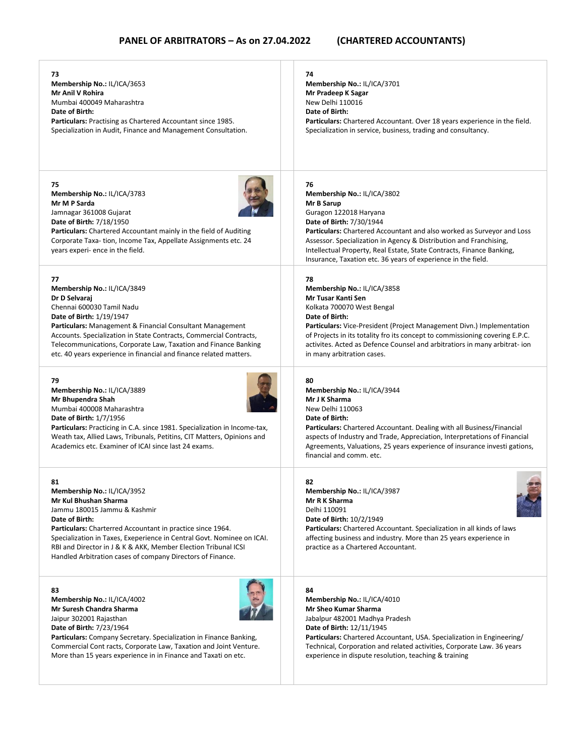## PANEL OF ARBITRATORS – As on 27.04.2022 (CHARTERED ACCOUNTANTS)

**73**
**Membership No.:** IL/ICA/3653
**Mr Anil V Rohira**
Mumbai 400049 Maharashtra
**Date of Birth:**
**Particulars:** Practising as Chartered Accountant since 1985. Specialization in Audit, Finance and Management Consultation.

**74**
**Membership No.:** IL/ICA/3701
**Mr Pradeep K Sagar**
New Delhi 110016
**Date of Birth:**
**Particulars:** Chartered Accountant. Over 18 years experience in the field. Specialization in service, business, trading and consultancy.

**75**
**Membership No.:** IL/ICA/3783
**Mr M P Sarda**
Jamnagar 361008 Gujarat
**Date of Birth:** 7/18/1950
**Particulars:** Chartered Accountant mainly in the field of Auditing Corporate Taxa- tion, Income Tax, Appellate Assignments etc. 24 years experi- ence in the field.

**76**
**Membership No.:** IL/ICA/3802
**Mr B Sarup**
Guragon 122018 Haryana
**Date of Birth:** 7/30/1944
**Particulars:** Chartered Accountant and also worked as Surveyor and Loss Assessor. Specialization in Agency & Distribution and Franchising, Intellectual Property, Real Estate, State Contracts, Finance Banking, Insurance, Taxation etc. 36 years of experience in the field.

**77**
**Membership No.:** IL/ICA/3849
**Dr D Selvaraj**
Chennai 600030 Tamil Nadu
**Date of Birth:** 1/19/1947
**Particulars:** Management & Financial Consultant Management Accounts. Specialization in State Contracts, Commercial Contracts, Telecommunications, Corporate Law, Taxation and Finance Banking etc. 40 years experience in financial and finance related matters.

**78**
**Membership No.:** IL/ICA/3858
**Mr Tusar Kanti Sen**
Kolkata 700070 West Bengal
**Date of Birth:**
**Particulars:** Vice-President (Project Management Divn.) Implementation of Projects in its totality fro its concept to commissioning covering E.P.C. activites. Acted as Defence Counsel and arbitratiors in many arbitrat- ion in many arbitration cases.

**79**
**Membership No.:** IL/ICA/3889
**Mr Bhupendra Shah**
Mumbai 400008 Maharashtra
**Date of Birth:** 1/7/1956
**Particulars:** Practicing in C.A. since 1981. Specialization in Income-tax, Weath tax, Allied Laws, Tribunals, Petitins, CIT Matters, Opinions and Academics etc. Examiner of ICAI since last 24 exams.

**80**
**Membership No.:** IL/ICA/3944
**Mr J K Sharma**
New Delhi 110063
**Date of Birth:**
**Particulars:** Chartered Accountant. Dealing with all Business/Financial aspects of Industry and Trade, Appreciation, Interpretations of Financial Agreements, Valuations, 25 years experience of insurance investi gations, financial and comm. etc.

**81**
**Membership No.:** IL/ICA/3952
**Mr Kul Bhushan Sharma**
Jammu 180015 Jammu & Kashmir
**Date of Birth:**
**Particulars:** Charterred Accountant in practice since 1964. Specialization in Taxes, Exeperience in Central Govt. Nominee on ICAI. RBI and Director in J & K & AKK, Member Election Tribunal ICSI Handled Arbitration cases of company Directors of Finance.

**82**
**Membership No.:** IL/ICA/3987
**Mr R K Sharma**
Delhi 110091
**Date of Birth:** 10/2/1949
**Particulars:** Chartered Accountant. Specialization in all kinds of laws affecting business and industry. More than 25 years experience in practice as a Chartered Accountant.

**83**
**Membership No.:** IL/ICA/4002
**Mr Suresh Chandra Sharma**
Jaipur 302001 Rajasthan
**Date of Birth:** 7/23/1964
**Particulars:** Company Secretary. Specialization in Finance Banking, Commercial Cont racts, Corporate Law, Taxation and Joint Venture. More than 15 years experience in in Finance and Taxati on etc.

**84**
**Membership No.:** IL/ICA/4010
**Mr Sheo Kumar Sharma**
Jabalpur 482001 Madhya Pradesh
**Date of Birth:** 12/11/1945
**Particulars:** Chartered Accountant, USA. Specialization in Engineering/ Technical, Corporation and related activities, Corporate Law. 36 years experience in dispute resolution, teaching & training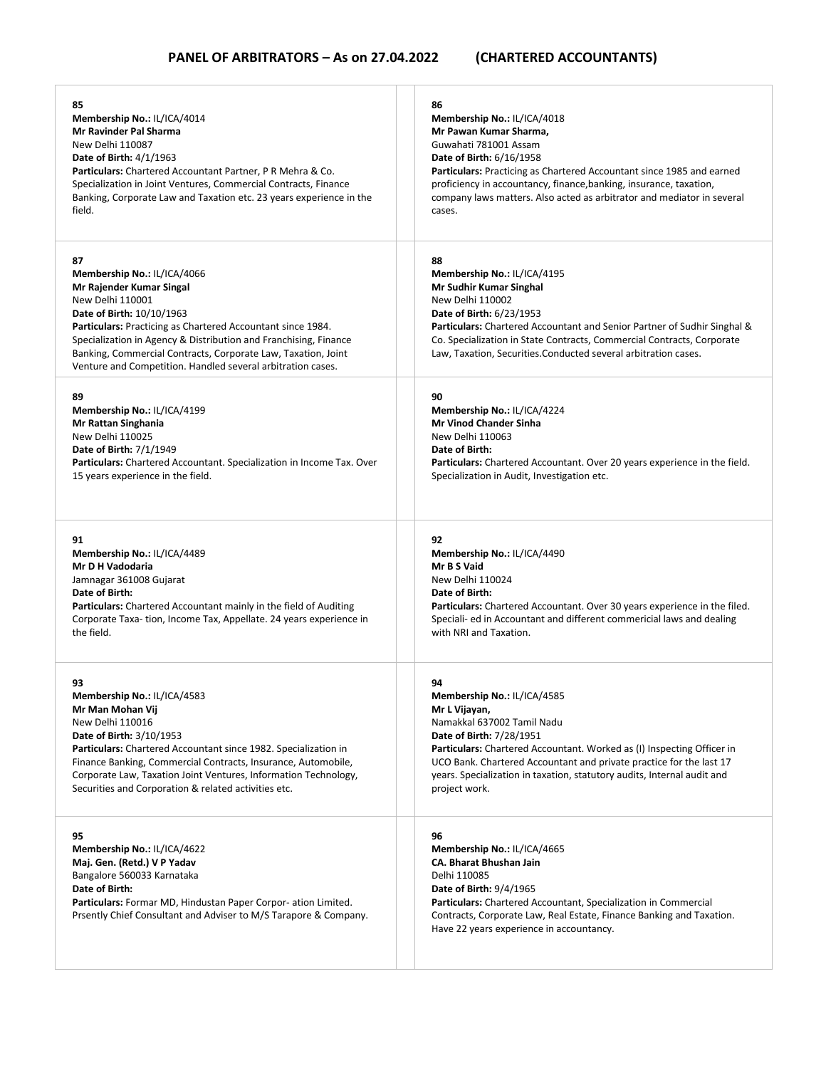## PANEL OF ARBITRATORS – As on 27.04.2022 (CHARTERED ACCOUNTANTS)

**85**
**Membership No.:** IL/ICA/4014
**Mr Ravinder Pal Sharma**
New Delhi 110087
**Date of Birth:** 4/1/1963
**Particulars:** Chartered Accountant Partner, P R Mehra & Co. Specialization in Joint Ventures, Commercial Contracts, Finance Banking, Corporate Law and Taxation etc. 23 years experience in the field.

**86**
**Membership No.:** IL/ICA/4018
**Mr Pawan Kumar Sharma,**
Guwahati 781001 Assam
**Date of Birth:** 6/16/1958
**Particulars:** Practicing as Chartered Accountant since 1985 and earned proficiency in accountancy, finance,banking, insurance, taxation, company laws matters. Also acted as arbitrator and mediator in several cases.

**87**
**Membership No.:** IL/ICA/4066
**Mr Rajender Kumar Singal**
New Delhi 110001
**Date of Birth:** 10/10/1963
**Particulars:** Practicing as Chartered Accountant since 1984. Specialization in Agency & Distribution and Franchising, Finance Banking, Commercial Contracts, Corporate Law, Taxation, Joint Venture and Competition. Handled several arbitration cases.

**88**
**Membership No.:** IL/ICA/4195
**Mr Sudhir Kumar Singhal**
New Delhi 110002
**Date of Birth:** 6/23/1953
**Particulars:** Chartered Accountant and Senior Partner of Sudhir Singhal & Co. Specialization in State Contracts, Commercial Contracts, Corporate Law, Taxation, Securities.Conducted several arbitration cases.

**89**
**Membership No.:** IL/ICA/4199
**Mr Rattan Singhania**
New Delhi 110025
**Date of Birth:** 7/1/1949
**Particulars:** Chartered Accountant. Specialization in Income Tax. Over 15 years experience in the field.

**90**
**Membership No.:** IL/ICA/4224
**Mr Vinod Chander Sinha**
New Delhi 110063
**Date of Birth:**
**Particulars:** Chartered Accountant. Over 20 years experience in the field. Specialization in Audit, Investigation etc.

**91**
**Membership No.:** IL/ICA/4489
**Mr D H Vadodaria**
Jamnagar 361008 Gujarat
**Date of Birth:**
**Particulars:** Chartered Accountant mainly in the field of Auditing Corporate Taxa- tion, Income Tax, Appellate. 24 years experience in the field.

**92**
**Membership No.:** IL/ICA/4490
**Mr B S Vaid**
New Delhi 110024
**Date of Birth:**
**Particulars:** Chartered Accountant. Over 30 years experience in the filed. Speciali- ed in Accountant and different commericial laws and dealing with NRI and Taxation.

**93**
**Membership No.:** IL/ICA/4583
**Mr Man Mohan Vij**
New Delhi 110016
**Date of Birth:** 3/10/1953
**Particulars:** Chartered Accountant since 1982. Specialization in Finance Banking, Commercial Contracts, Insurance, Automobile, Corporate Law, Taxation Joint Ventures, Information Technology, Securities and Corporation & related activities etc.

**94**
**Membership No.:** IL/ICA/4585
**Mr L Vijayan,**
Namakkal 637002 Tamil Nadu
**Date of Birth:** 7/28/1951
**Particulars:** Chartered Accountant. Worked as (I) Inspecting Officer in UCO Bank. Chartered Accountant and private practice for the last 17 years. Specialization in taxation, statutory audits, Internal audit and project work.

**95**
**Membership No.:** IL/ICA/4622
**Maj. Gen. (Retd.) V P Yadav**
Bangalore 560033 Karnataka
**Date of Birth:**
**Particulars:** Formar MD, Hindustan Paper Corpor- ation Limited. Prsently Chief Consultant and Adviser to M/S Tarapore & Company.

**96**
**Membership No.:** IL/ICA/4665
**CA. Bharat Bhushan Jain**
Delhi 110085
**Date of Birth:** 9/4/1965
**Particulars:** Chartered Accountant, Specialization in Commercial Contracts, Corporate Law, Real Estate, Finance Banking and Taxation. Have 22 years experience in accountancy.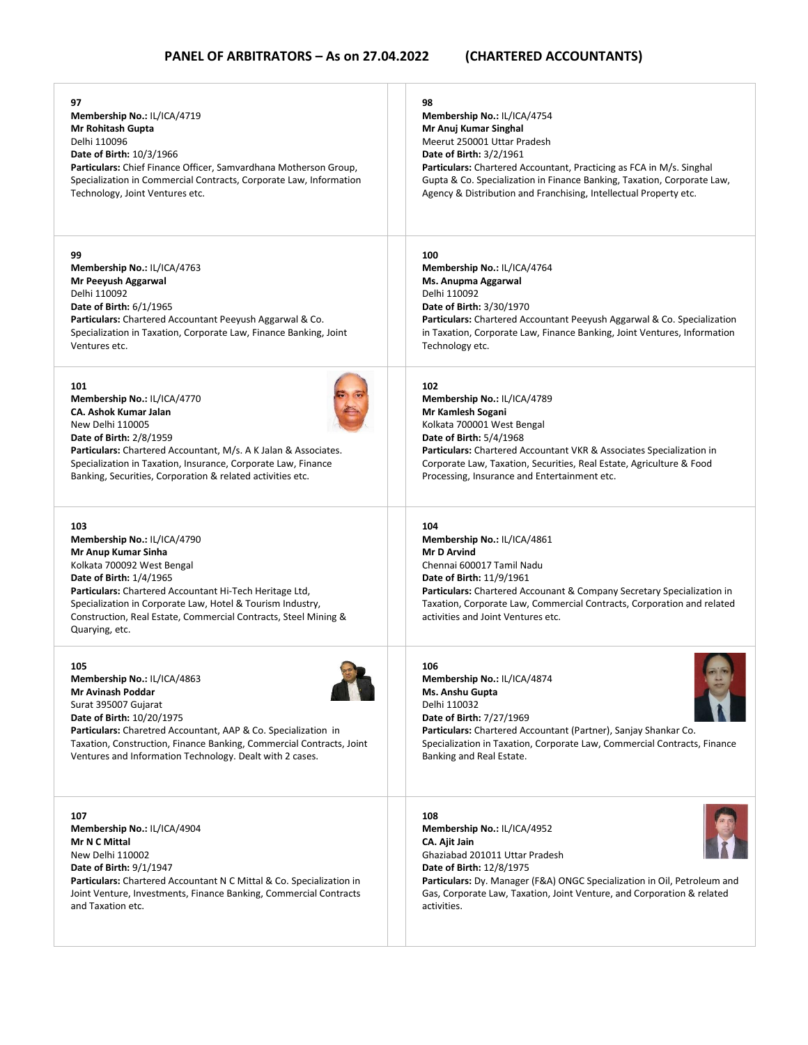# PANEL OF ARBITRATORS – As on 27.04.2022 (CHARTERED ACCOUNTANTS)

**97**
**Membership No.:** IL/ICA/4719
**Mr Rohitash Gupta**
Delhi 110096
**Date of Birth:** 10/3/1966
**Particulars:** Chief Finance Officer, Samvardhana Motherson Group, Specialization in Commercial Contracts, Corporate Law, Information Technology, Joint Ventures etc.

**98**
**Membership No.:** IL/ICA/4754
**Mr Anuj Kumar Singhal**
Meerut 250001 Uttar Pradesh
**Date of Birth:** 3/2/1961
**Particulars:** Chartered Accountant, Practicing as FCA in M/s. Singhal Gupta & Co. Specialization in Finance Banking, Taxation, Corporate Law, Agency & Distribution and Franchising, Intellectual Property etc.

**99**
**Membership No.:** IL/ICA/4763
**Mr Peeyush Aggarwal**
Delhi 110092
**Date of Birth:** 6/1/1965
**Particulars:** Chartered Accountant Peeyush Aggarwal & Co. Specialization in Taxation, Corporate Law, Finance Banking, Joint Ventures etc.

**100**
**Membership No.:** IL/ICA/4764
**Ms. Anupma Aggarwal**
Delhi 110092
**Date of Birth:** 3/30/1970
**Particulars:** Chartered Accountant Peeyush Aggarwal & Co. Specialization in Taxation, Corporate Law, Finance Banking, Joint Ventures, Information Technology etc.

**101**
**Membership No.:** IL/ICA/4770
**CA. Ashok Kumar Jalan**
New Delhi 110005
**Date of Birth:** 2/8/1959
**Particulars:** Chartered Accountant, M/s. A K Jalan & Associates. Specialization in Taxation, Insurance, Corporate Law, Finance Banking, Securities, Corporation & related activities etc.

**102**
**Membership No.:** IL/ICA/4789
**Mr Kamlesh Sogani**
Kolkata 700001 West Bengal
**Date of Birth:** 5/4/1968
**Particulars:** Chartered Accountant VKR & Associates Specialization in Corporate Law, Taxation, Securities, Real Estate, Agriculture & Food Processing, Insurance and Entertainment etc.

**103**
**Membership No.:** IL/ICA/4790
**Mr Anup Kumar Sinha**
Kolkata 700092 West Bengal
**Date of Birth:** 1/4/1965
**Particulars:** Chartered Accountant Hi-Tech Heritage Ltd, Specialization in Corporate Law, Hotel & Tourism Industry, Construction, Real Estate, Commercial Contracts, Steel Mining & Quarying, etc.

**104**
**Membership No.:** IL/ICA/4861
**Mr D Arvind**
Chennai 600017 Tamil Nadu
**Date of Birth:** 11/9/1961
**Particulars:** Chartered Accounant & Company Secretary Specialization in Taxation, Corporate Law, Commercial Contracts, Corporation and related activities and Joint Ventures etc.

**105**
**Membership No.:** IL/ICA/4863
**Mr Avinash Poddar**
Surat 395007 Gujarat
**Date of Birth:** 10/20/1975
**Particulars:** Charetred Accountant, AAP & Co. Specialization in Taxation, Construction, Finance Banking, Commercial Contracts, Joint Ventures and Information Technology. Dealt with 2 cases.

**106**
**Membership No.:** IL/ICA/4874
**Ms. Anshu Gupta**
Delhi 110032
**Date of Birth:** 7/27/1969
**Particulars:** Chartered Accountant (Partner), Sanjay Shankar Co. Specialization in Taxation, Corporate Law, Commercial Contracts, Finance Banking and Real Estate.

**107**
**Membership No.:** IL/ICA/4904
**Mr N C Mittal**
New Delhi 110002
**Date of Birth:** 9/1/1947
**Particulars:** Chartered Accountant N C Mittal & Co. Specialization in Joint Venture, Investments, Finance Banking, Commercial Contracts and Taxation etc.

**108**
**Membership No.:** IL/ICA/4952
**CA. Ajit Jain**
Ghaziabad 201011 Uttar Pradesh
**Date of Birth:** 12/8/1975
**Particulars:** Dy. Manager (F&A) ONGC Specialization in Oil, Petroleum and Gas, Corporate Law, Taxation, Joint Venture, and Corporation & related activities.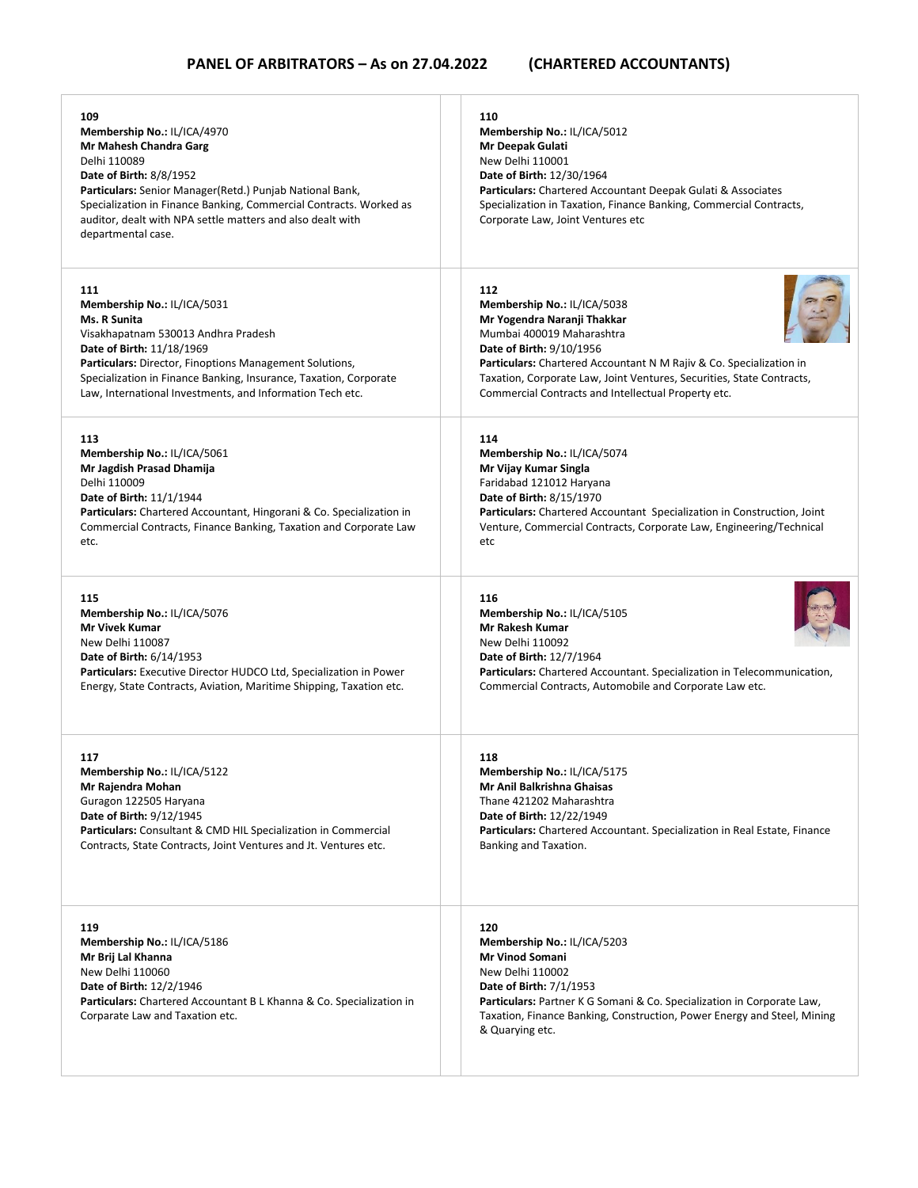## PANEL OF ARBITRATORS – As on 27.04.2022 (CHARTERED ACCOUNTANTS)

**109**
**Membership No.:** IL/ICA/4970
**Mr Mahesh Chandra Garg**
Delhi 110089
**Date of Birth:** 8/8/1952
**Particulars:** Senior Manager(Retd.) Punjab National Bank, Specialization in Finance Banking, Commercial Contracts. Worked as auditor, dealt with NPA settle matters and also dealt with departmental case.

**110**
**Membership No.:** IL/ICA/5012
**Mr Deepak Gulati**
New Delhi 110001
**Date of Birth:** 12/30/1964
**Particulars:** Chartered Accountant Deepak Gulati & Associates Specialization in Taxation, Finance Banking, Commercial Contracts, Corporate Law, Joint Ventures etc

**111**
**Membership No.:** IL/ICA/5031
**Ms. R Sunita**
Visakhapatnam 530013 Andhra Pradesh
**Date of Birth:** 11/18/1969
**Particulars:** Director, Finoptions Management Solutions, Specialization in Finance Banking, Insurance, Taxation, Corporate Law, International Investments, and Information Tech etc.

**112**
**Membership No.:** IL/ICA/5038
**Mr Yogendra Naranji Thakkar**
Mumbai 400019 Maharashtra
**Date of Birth:** 9/10/1956
**Particulars:** Chartered Accountant N M Rajiv & Co. Specialization in Taxation, Corporate Law, Joint Ventures, Securities, State Contracts, Commercial Contracts and Intellectual Property etc.

**113**
**Membership No.:** IL/ICA/5061
**Mr Jagdish Prasad Dhamija**
Delhi 110009
**Date of Birth:** 11/1/1944
**Particulars:** Chartered Accountant, Hingorani & Co. Specialization in Commercial Contracts, Finance Banking, Taxation and Corporate Law etc.

**114**
**Membership No.:** IL/ICA/5074
**Mr Vijay Kumar Singla**
Faridabad 121012 Haryana
**Date of Birth:** 8/15/1970
**Particulars:** Chartered Accountant Specialization in Construction, Joint Venture, Commercial Contracts, Corporate Law, Engineering/Technical etc

**115**
**Membership No.:** IL/ICA/5076
**Mr Vivek Kumar**
New Delhi 110087
**Date of Birth:** 6/14/1953
**Particulars:** Executive Director HUDCO Ltd, Specialization in Power Energy, State Contracts, Aviation, Maritime Shipping, Taxation etc.

**116**
**Membership No.:** IL/ICA/5105
**Mr Rakesh Kumar**
New Delhi 110092
**Date of Birth:** 12/7/1964
**Particulars:** Chartered Accountant. Specialization in Telecommunication, Commercial Contracts, Automobile and Corporate Law etc.

**117**
**Membership No.:** IL/ICA/5122
**Mr Rajendra Mohan**
Guragon 122505 Haryana
**Date of Birth:** 9/12/1945
**Particulars:** Consultant & CMD HIL Specialization in Commercial Contracts, State Contracts, Joint Ventures and Jt. Ventures etc.

**118**
**Membership No.:** IL/ICA/5175
**Mr Anil Balkrishna Ghaisas**
Thane 421202 Maharashtra
**Date of Birth:** 12/22/1949
**Particulars:** Chartered Accountant. Specialization in Real Estate, Finance Banking and Taxation.

**119**
**Membership No.:** IL/ICA/5186
**Mr Brij Lal Khanna**
New Delhi 110060
**Date of Birth:** 12/2/1946
**Particulars:** Chartered Accountant B L Khanna & Co. Specialization in Corparate Law and Taxation etc.

**120**
**Membership No.:** IL/ICA/5203
**Mr Vinod Somani**
New Delhi 110002
**Date of Birth:** 7/1/1953
**Particulars:** Partner K G Somani & Co. Specialization in Corporate Law, Taxation, Finance Banking, Construction, Power Energy and Steel, Mining & Quarying etc.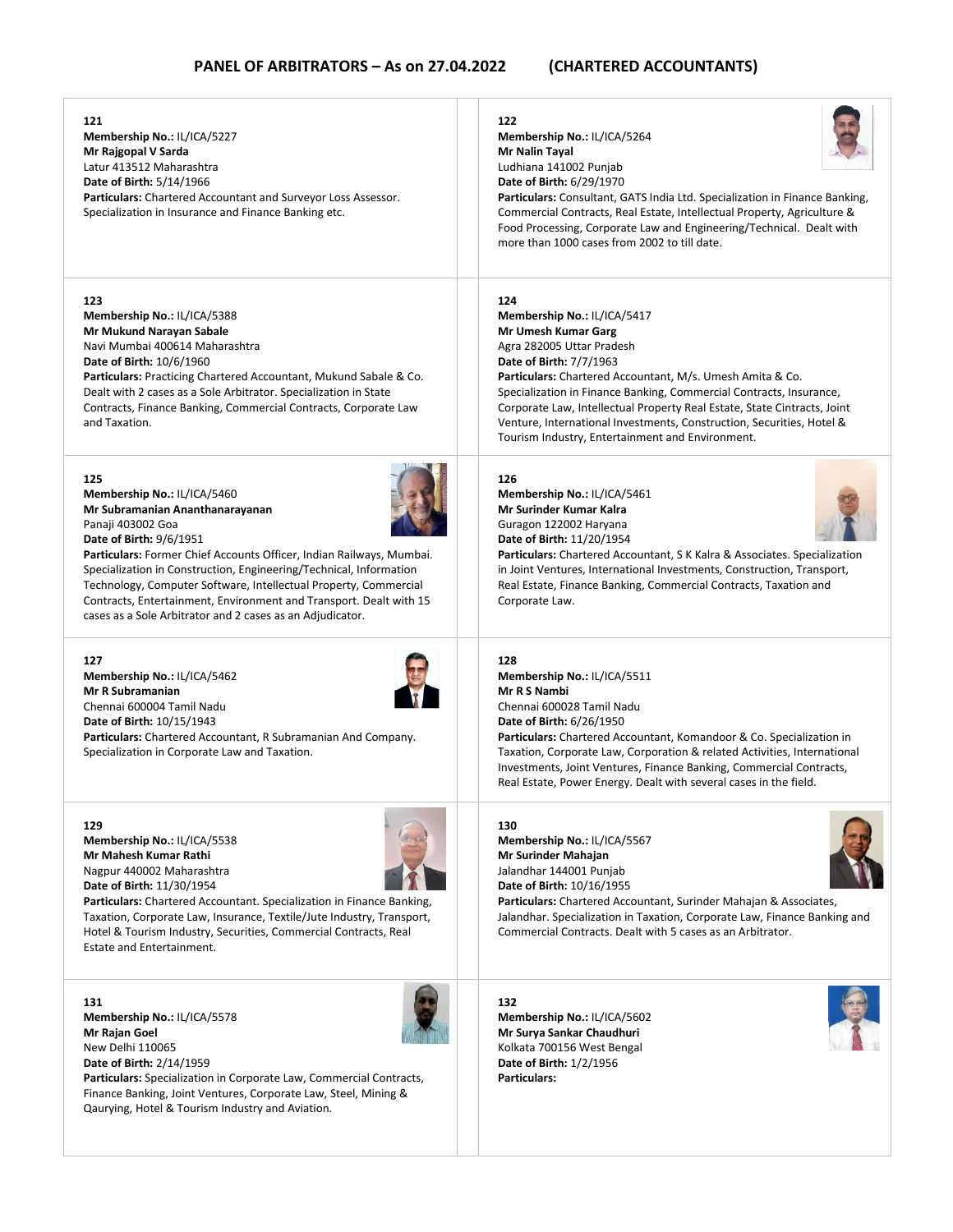## PANEL OF ARBITRATORS – As on 27.04.2022 (CHARTERED ACCOUNTANTS)

**121**
**Membership No.:** IL/ICA/5227
**Mr Rajgopal V Sarda**
Latur 413512 Maharashtra
**Date of Birth:** 5/14/1966
**Particulars:** Chartered Accountant and Surveyor Loss Assessor. Specialization in Insurance and Finance Banking etc.

**122**
**Membership No.:** IL/ICA/5264
**Mr Nalin Tayal**
Ludhiana 141002 Punjab
**Date of Birth:** 6/29/1970
**Particulars:** Consultant, GATS India Ltd. Specialization in Finance Banking, Commercial Contracts, Real Estate, Intellectual Property, Agriculture & Food Processing, Corporate Law and Engineering/Technical. Dealt with more than 1000 cases from 2002 to till date.

**123**
**Membership No.:** IL/ICA/5388
**Mr Mukund Narayan Sabale**
Navi Mumbai 400614 Maharashtra
**Date of Birth:** 10/6/1960
**Particulars:** Practicing Chartered Accountant, Mukund Sabale & Co. Dealt with 2 cases as a Sole Arbitrator. Specialization in State Contracts, Finance Banking, Commercial Contracts, Corporate Law and Taxation.

**124**
**Membership No.:** IL/ICA/5417
**Mr Umesh Kumar Garg**
Agra 282005 Uttar Pradesh
**Date of Birth:** 7/7/1963
**Particulars:** Chartered Accountant, M/s. Umesh Amita & Co. Specialization in Finance Banking, Commercial Contracts, Insurance, Corporate Law, Intellectual Property Real Estate, State Cintracts, Joint Venture, International Investments, Construction, Securities, Hotel & Tourism Industry, Entertainment and Environment.

**125**
**Membership No.:** IL/ICA/5460
**Mr Subramanian Ananthanarayanan**
Panaji 403002 Goa
**Date of Birth:** 9/6/1951
**Particulars:** Former Chief Accounts Officer, Indian Railways, Mumbai. Specialization in Construction, Engineering/Technical, Information Technology, Computer Software, Intellectual Property, Commercial Contracts, Entertainment, Environment and Transport. Dealt with 15 cases as a Sole Arbitrator and 2 cases as an Adjudicator.

**126**
**Membership No.:** IL/ICA/5461
**Mr Surinder Kumar Kalra**
Guragon 122002 Haryana
**Date of Birth:** 11/20/1954
**Particulars:** Chartered Accountant, S K Kalra & Associates. Specialization in Joint Ventures, International Investments, Construction, Transport, Real Estate, Finance Banking, Commercial Contracts, Taxation and Corporate Law.

**127**
**Membership No.:** IL/ICA/5462
**Mr R Subramanian**
Chennai 600004 Tamil Nadu
**Date of Birth:** 10/15/1943
**Particulars:** Chartered Accountant, R Subramanian And Company. Specialization in Corporate Law and Taxation.

**128**
**Membership No.:** IL/ICA/5511
**Mr R S Nambi**
Chennai 600028 Tamil Nadu
**Date of Birth:** 6/26/1950
**Particulars:** Chartered Accountant, Komandoor & Co. Specialization in Taxation, Corporate Law, Corporation & related Activities, International Investments, Joint Ventures, Finance Banking, Commercial Contracts, Real Estate, Power Energy. Dealt with several cases in the field.

**129**
**Membership No.:** IL/ICA/5538
**Mr Mahesh Kumar Rathi**
Nagpur 440002 Maharashtra
**Date of Birth:** 11/30/1954
**Particulars:** Chartered Accountant. Specialization in Finance Banking, Taxation, Corporate Law, Insurance, Textile/Jute Industry, Transport, Hotel & Tourism Industry, Securities, Commercial Contracts, Real Estate and Entertainment.

**130**
**Membership No.:** IL/ICA/5567
**Mr Surinder Mahajan**
Jalandhar 144001 Punjab
**Date of Birth:** 10/16/1955
**Particulars:** Chartered Accountant, Surinder Mahajan & Associates, Jalandhar. Specialization in Taxation, Corporate Law, Finance Banking and Commercial Contracts. Dealt with 5 cases as an Arbitrator.

**131**
**Membership No.:** IL/ICA/5578
**Mr Rajan Goel**
New Delhi 110065
**Date of Birth:** 2/14/1959
**Particulars:** Specialization in Corporate Law, Commercial Contracts, Finance Banking, Joint Ventures, Corporate Law, Steel, Mining & Qaurying, Hotel & Tourism Industry and Aviation.

**132**
**Membership No.:** IL/ICA/5602
**Mr Surya Sankar Chaudhuri**
Kolkata 700156 West Bengal
**Date of Birth:** 1/2/1956
**Particulars:**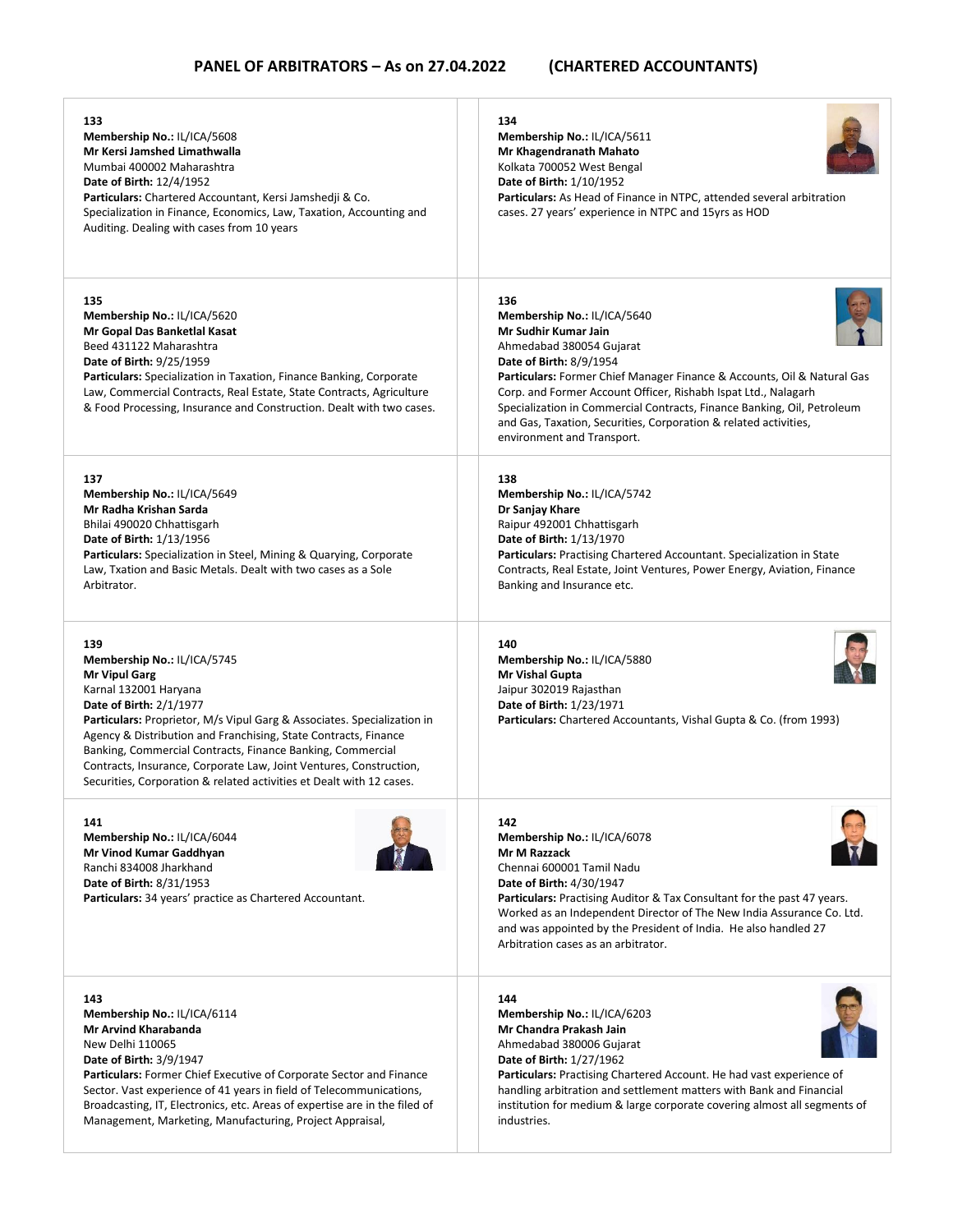## PANEL OF ARBITRATORS – As on 27.04.2022 (CHARTERED ACCOUNTANTS)

**133**
**Membership No.:** IL/ICA/5608
**Mr Kersi Jamshed Limathwalla**
Mumbai 400002 Maharashtra
**Date of Birth:** 12/4/1952
**Particulars:** Chartered Accountant, Kersi Jamshedji & Co. Specialization in Finance, Economics, Law, Taxation, Accounting and Auditing. Dealing with cases from 10 years

**134**
**Membership No.:** IL/ICA/5611
**Mr Khagendranath Mahato**
Kolkata 700052 West Bengal
**Date of Birth:** 1/10/1952
**Particulars:** As Head of Finance in NTPC, attended several arbitration cases. 27 years' experience in NTPC and 15yrs as HOD

**135**
**Membership No.:** IL/ICA/5620
**Mr Gopal Das Banketlal Kasat**
Beed 431122 Maharashtra
**Date of Birth:** 9/25/1959
**Particulars:** Specialization in Taxation, Finance Banking, Corporate Law, Commercial Contracts, Real Estate, State Contracts, Agriculture & Food Processing, Insurance and Construction. Dealt with two cases.

**136**
**Membership No.:** IL/ICA/5640
**Mr Sudhir Kumar Jain**
Ahmedabad 380054 Gujarat
**Date of Birth:** 8/9/1954
**Particulars:** Former Chief Manager Finance & Accounts, Oil & Natural Gas Corp. and Former Account Officer, Rishabh Ispat Ltd., Nalagarh Specialization in Commercial Contracts, Finance Banking, Oil, Petroleum and Gas, Taxation, Securities, Corporation & related activities, environment and Transport.

**137**
**Membership No.:** IL/ICA/5649
**Mr Radha Krishan Sarda**
Bhilai 490020 Chhattisgarh
**Date of Birth:** 1/13/1956
**Particulars:** Specialization in Steel, Mining & Quarying, Corporate Law, Txation and Basic Metals. Dealt with two cases as a Sole Arbitrator.

**138**
**Membership No.:** IL/ICA/5742
**Dr Sanjay Khare**
Raipur 492001 Chhattisgarh
**Date of Birth:** 1/13/1970
**Particulars:** Practising Chartered Accountant. Specialization in State Contracts, Real Estate, Joint Ventures, Power Energy, Aviation, Finance Banking and Insurance etc.

**139**
**Membership No.:** IL/ICA/5745
**Mr Vipul Garg**
Karnal 132001 Haryana
**Date of Birth:** 2/1/1977
**Particulars:** Proprietor, M/s Vipul Garg & Associates. Specialization in Agency & Distribution and Franchising, State Contracts, Finance Banking, Commercial Contracts, Finance Banking, Commercial Contracts, Insurance, Corporate Law, Joint Ventures, Construction, Securities, Corporation & related activities et Dealt with 12 cases.

**140**
**Membership No.:** IL/ICA/5880
**Mr Vishal Gupta**
Jaipur 302019 Rajasthan
**Date of Birth:** 1/23/1971
**Particulars:** Chartered Accountants, Vishal Gupta & Co. (from 1993)

**141**
**Membership No.:** IL/ICA/6044
**Mr Vinod Kumar Gaddhyan**
Ranchi 834008 Jharkhand
**Date of Birth:** 8/31/1953
**Particulars:** 34 years' practice as Chartered Accountant.

**142**
**Membership No.:** IL/ICA/6078
**Mr M Razzack**
Chennai 600001 Tamil Nadu
**Date of Birth:** 4/30/1947
**Particulars:** Practising Auditor & Tax Consultant for the past 47 years. Worked as an Independent Director of The New India Assurance Co. Ltd. and was appointed by the President of India. He also handled 27 Arbitration cases as an arbitrator.

**143**
**Membership No.:** IL/ICA/6114
**Mr Arvind Kharabanda**
New Delhi 110065
**Date of Birth:** 3/9/1947
**Particulars:** Former Chief Executive of Corporate Sector and Finance Sector. Vast experience of 41 years in field of Telecommunications, Broadcasting, IT, Electronics, etc. Areas of expertise are in the filed of Management, Marketing, Manufacturing, Project Appraisal,

**144**
**Membership No.:** IL/ICA/6203
**Mr Chandra Prakash Jain**
Ahmedabad 380006 Gujarat
**Date of Birth:** 1/27/1962
**Particulars:** Practising Chartered Account. He had vast experience of handling arbitration and settlement matters with Bank and Financial institution for medium & large corporate covering almost all segments of industries.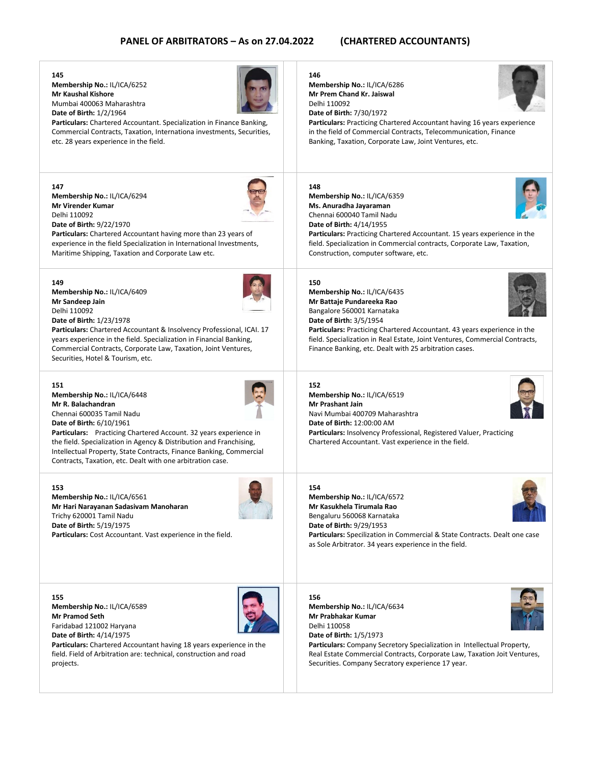# PANEL OF ARBITRATORS – As on 27.04.2022 (CHARTERED ACCOUNTANTS)

**145**
**Membership No.:** IL/ICA/6252
**Mr Kaushal Kishore**
Mumbai 400063 Maharashtra
**Date of Birth:** 1/2/1964
**Particulars:** Chartered Accountant. Specialization in Finance Banking, Commercial Contracts, Taxation, Internationa investments, Securities, etc. 28 years experience in the field.

**146**
**Membership No.:** IL/ICA/6286
**Mr Prem Chand Kr. Jaiswal**
Delhi 110092
**Date of Birth:** 7/30/1972
**Particulars:** Practicing Chartered Accountant having 16 years experience in the field of Commercial Contracts, Telecommunication, Finance Banking, Taxation, Corporate Law, Joint Ventures, etc.

**147**
**Membership No.:** IL/ICA/6294
**Mr Virender Kumar**
Delhi 110092
**Date of Birth:** 9/22/1970
**Particulars:** Chartered Accountant having more than 23 years of experience in the field Specialization in International Investments, Maritime Shipping, Taxation and Corporate Law etc.

**148**
**Membership No.:** IL/ICA/6359
**Ms. Anuradha Jayaraman**
Chennai 600040 Tamil Nadu
**Date of Birth:** 4/14/1955
**Particulars:** Practicing Chartered Accountant. 15 years experience in the field. Specialization in Commercial contracts, Corporate Law, Taxation, Construction, computer software, etc.

**149**
**Membership No.:** IL/ICA/6409
**Mr Sandeep Jain**
Delhi 110092
**Date of Birth:** 1/23/1978
**Particulars:** Chartered Accountant & Insolvency Professional, ICAI. 17 years experience in the field. Specialization in Financial Banking, Commercial Contracts, Corporate Law, Taxation, Joint Ventures, Securities, Hotel & Tourism, etc.

**150**
**Membership No.:** IL/ICA/6435
**Mr Battaje Pundareeka Rao**
Bangalore 560001 Karnataka
**Date of Birth:** 3/5/1954
**Particulars:** Practicing Chartered Accountant. 43 years experience in the field. Specialization in Real Estate, Joint Ventures, Commercial Contracts, Finance Banking, etc. Dealt with 25 arbitration cases.

**151**
**Membership No.:** IL/ICA/6448
**Mr R. Balachandran**
Chennai 600035 Tamil Nadu
**Date of Birth:** 6/10/1961
**Particulars:** Practicing Chartered Account. 32 years experience in the field. Specialization in Agency & Distribution and Franchising, Intellectual Property, State Contracts, Finance Banking, Commercial Contracts, Taxation, etc. Dealt with one arbitration case.

**152**
**Membership No.:** IL/ICA/6519
**Mr Prashant Jain**
Navi Mumbai 400709 Maharashtra
**Date of Birth:** 12:00:00 AM
**Particulars:** Insolvency Professional, Registered Valuer, Practicing Chartered Accountant. Vast experience in the field.

**153**
**Membership No.:** IL/ICA/6561
**Mr Hari Narayanan Sadasivam Manoharan**
Trichy 620001 Tamil Nadu
**Date of Birth:** 5/19/1975
**Particulars:** Cost Accountant. Vast experience in the field.

**154**
**Membership No.:** IL/ICA/6572
**Mr Kasukhela Tirumala Rao**
Bengaluru 560068 Karnataka
**Date of Birth:** 9/29/1953
**Particulars:** Specilization in Commercial & State Contracts. Dealt one case as Sole Arbitrator. 34 years experience in the field.

**155**
**Membership No.:** IL/ICA/6589
**Mr Pramod Seth**
Faridabad 121002 Haryana
**Date of Birth:** 4/14/1975
**Particulars:** Chartered Accountant having 18 years experience in the field. Field of Arbitration are: technical, construction and road projects.

**156**
**Membership No.:** IL/ICA/6634
**Mr Prabhakar Kumar**
Delhi 110058
**Date of Birth:** 1/5/1973
**Particulars:** Company Secretory Specialization in Intellectual Property, Real Estate Commercial Contracts, Corporate Law, Taxation Joit Ventures, Securities. Company Secratory experience 17 year.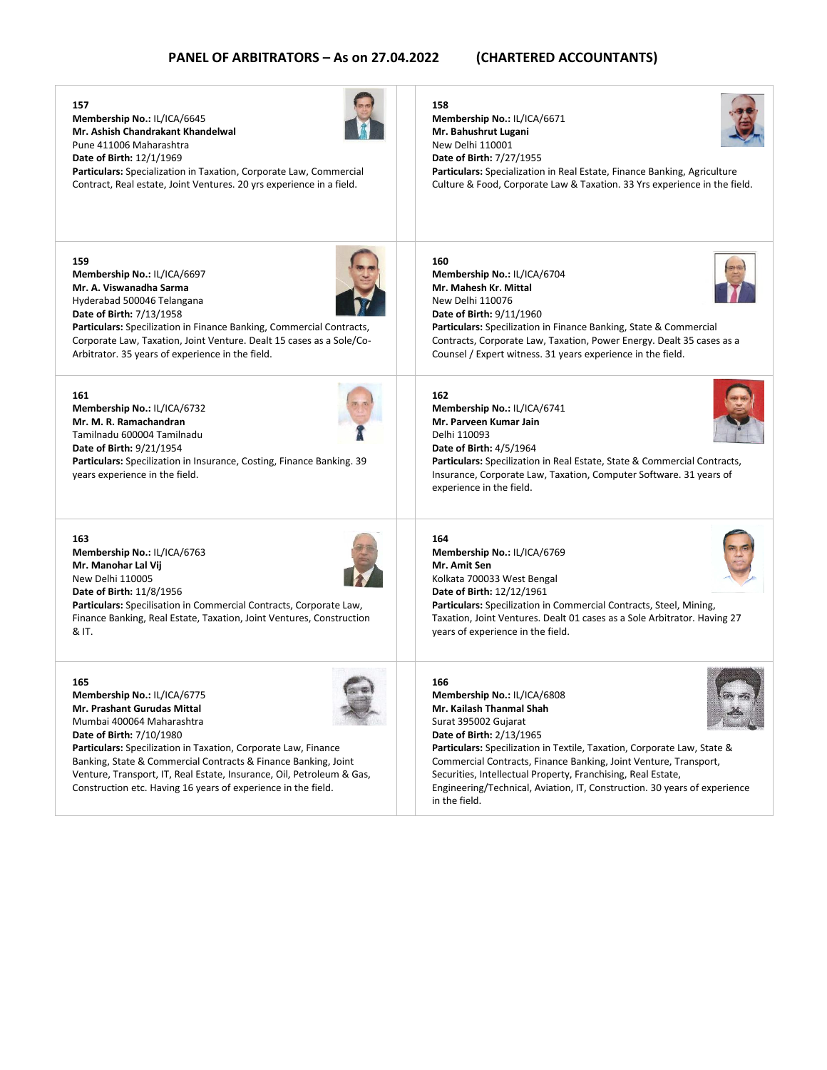## PANEL OF ARBITRATORS – As on 27.04.2022 (CHARTERED ACCOUNTANTS)

**157**
**Membership No.:** IL/ICA/6645
**Mr. Ashish Chandrakant Khandelwal**
Pune 411006 Maharashtra
**Date of Birth:** 12/1/1969
**Particulars:** Specialization in Taxation, Corporate Law, Commercial Contract, Real estate, Joint Ventures. 20 yrs experience in a field.

**158**
**Membership No.:** IL/ICA/6671
**Mr. Bahushrut Lugani**
New Delhi 110001
**Date of Birth:** 7/27/1955
**Particulars:** Specialization in Real Estate, Finance Banking, Agriculture Culture & Food, Corporate Law & Taxation. 33 Yrs experience in the field.

**159**
**Membership No.:** IL/ICA/6697
**Mr. A. Viswanadha Sarma**
Hyderabad 500046 Telangana
**Date of Birth:** 7/13/1958
**Particulars:** Specilization in Finance Banking, Commercial Contracts, Corporate Law, Taxation, Joint Venture. Dealt 15 cases as a Sole/Co-Arbitrator. 35 years of experience in the field.

**160**
**Membership No.:** IL/ICA/6704
**Mr. Mahesh Kr. Mittal**
New Delhi 110076
**Date of Birth:** 9/11/1960
**Particulars:** Specilization in Finance Banking, State & Commercial Contracts, Corporate Law, Taxation, Power Energy. Dealt 35 cases as a Counsel / Expert witness. 31 years experience in the field.

**161**
**Membership No.:** IL/ICA/6732
**Mr. M. R. Ramachandran**
Tamilnadu 600004 Tamilnadu
**Date of Birth:** 9/21/1954
**Particulars:** Specilization in Insurance, Costing, Finance Banking. 39 years experience in the field.

**162**
**Membership No.:** IL/ICA/6741
**Mr. Parveen Kumar Jain**
Delhi 110093
**Date of Birth:** 4/5/1964
**Particulars:** Specilization in Real Estate, State & Commercial Contracts, Insurance, Corporate Law, Taxation, Computer Software. 31 years of experience in the field.

**163**
**Membership No.:** IL/ICA/6763
**Mr. Manohar Lal Vij**
New Delhi 110005
**Date of Birth:** 11/8/1956
**Particulars:** Specilisation in Commercial Contracts, Corporate Law, Finance Banking, Real Estate, Taxation, Joint Ventures, Construction & IT.

**164**
**Membership No.:** IL/ICA/6769
**Mr. Amit Sen**
Kolkata 700033 West Bengal
**Date of Birth:** 12/12/1961
**Particulars:** Specilization in Commercial Contracts, Steel, Mining, Taxation, Joint Ventures. Dealt 01 cases as a Sole Arbitrator. Having 27 years of experience in the field.

**165**
**Membership No.:** IL/ICA/6775
**Mr. Prashant Gurudas Mittal**
Mumbai 400064 Maharashtra
**Date of Birth:** 7/10/1980
**Particulars:** Specilization in Taxation, Corporate Law, Finance Banking, State & Commercial Contracts & Finance Banking, Joint Venture, Transport, IT, Real Estate, Insurance, Oil, Petroleum & Gas, Construction etc. Having 16 years of experience in the field.

**166**
**Membership No.:** IL/ICA/6808
**Mr. Kailash Thanmal Shah**
Surat 395002 Gujarat
**Date of Birth:** 2/13/1965
**Particulars:** Specilization in Textile, Taxation, Corporate Law, State & Commercial Contracts, Finance Banking, Joint Venture, Transport, Securities, Intellectual Property, Franchising, Real Estate, Engineering/Technical, Aviation, IT, Construction. 30 years of experience in the field.